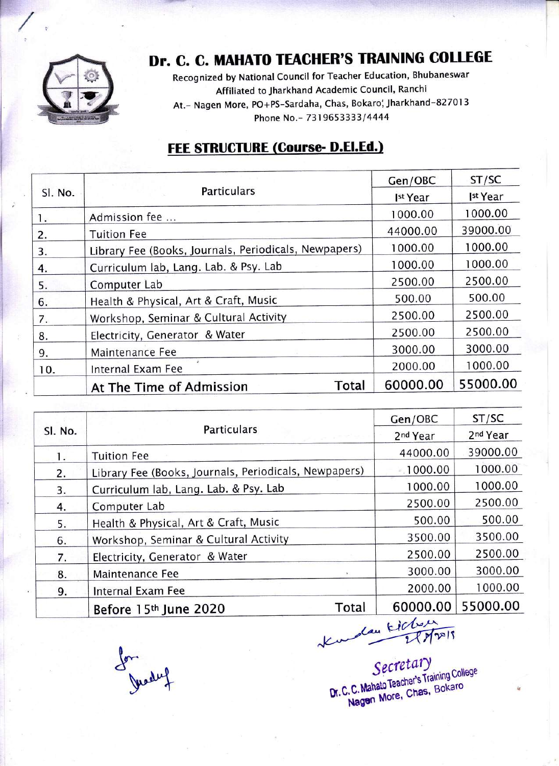# Dr. C. C. MAHATO TEACHER'S TRAINING COLLEGE

Recognized by National Council for Teacher Education, Bhubaneswar
Affiliated to Jharkhand Academic Council, Ranchi
At.- Nagen More, PO+PS-Sardaha, Chas, Bokaro, Jharkhand-827013
Phone No.- 7319653333/4444

## FEE STRUCTURE (Course- D.El.Ed.)

| Sl. No. | Particulars | Gen/OBC | ST/SC |
|---|---|---|---|
| | | Ist Year | Ist Year |
| 1. | Admission fee ... | 1000.00 | 1000.00 |
| 2. | Tuition Fee | 44000.00 | 39000.00 |
| 3. | Library Fee (Books, Journals, Periodicals, Newpapers) | 1000.00 | 1000.00 |
| 4. | Curriculum lab, Lang. Lab. & Psy. Lab | 1000.00 | 1000.00 |
| 5. | Computer Lab | 2500.00 | 2500.00 |
| 6. | Health & Physical, Art & Craft, Music | 500.00 | 500.00 |
| 7. | Workshop, Seminar & Cultural Activity | 2500.00 | 2500.00 |
| 8. | Electricity, Generator & Water | 2500.00 | 2500.00 |
| 9. | Maintenance Fee | 3000.00 | 3000.00 |
| 10. | Internal Exam Fee | 2000.00 | 1000.00 |
| | **At The Time of Admission — Total** | **60000.00** | **55000.00** |

| Sl. No. | Particulars | Gen/OBC | ST/SC |
|---|---|---|---|
| | | 2nd Year | 2nd Year |
| 1. | Tuition Fee | 44000.00 | 39000.00 |
| 2. | Library Fee (Books, Journals, Periodicals, Newpapers) | 1000.00 | 1000.00 |
| 3. | Curriculum lab, Lang. Lab. & Psy. Lab | 1000.00 | 1000.00 |
| 4. | Computer Lab | 2500.00 | 2500.00 |
| 5. | Health & Physical, Art & Craft, Music | 500.00 | 500.00 |
| 6. | Workshop, Seminar & Cultural Activity | 3500.00 | 3500.00 |
| 7. | Electricity, Generator & Water | 2500.00 | 2500.00 |
| 8. | Maintenance Fee | 3000.00 | 3000.00 |
| 9. | Internal Exam Fee | 2000.00 | 1000.00 |
| | **Before 15th June 2020 — Total** | **60000.00** | **55000.00** |

Secretary
Dr. C. C. Mahato Teacher's Training College
Nagen More, Chas, Bokaro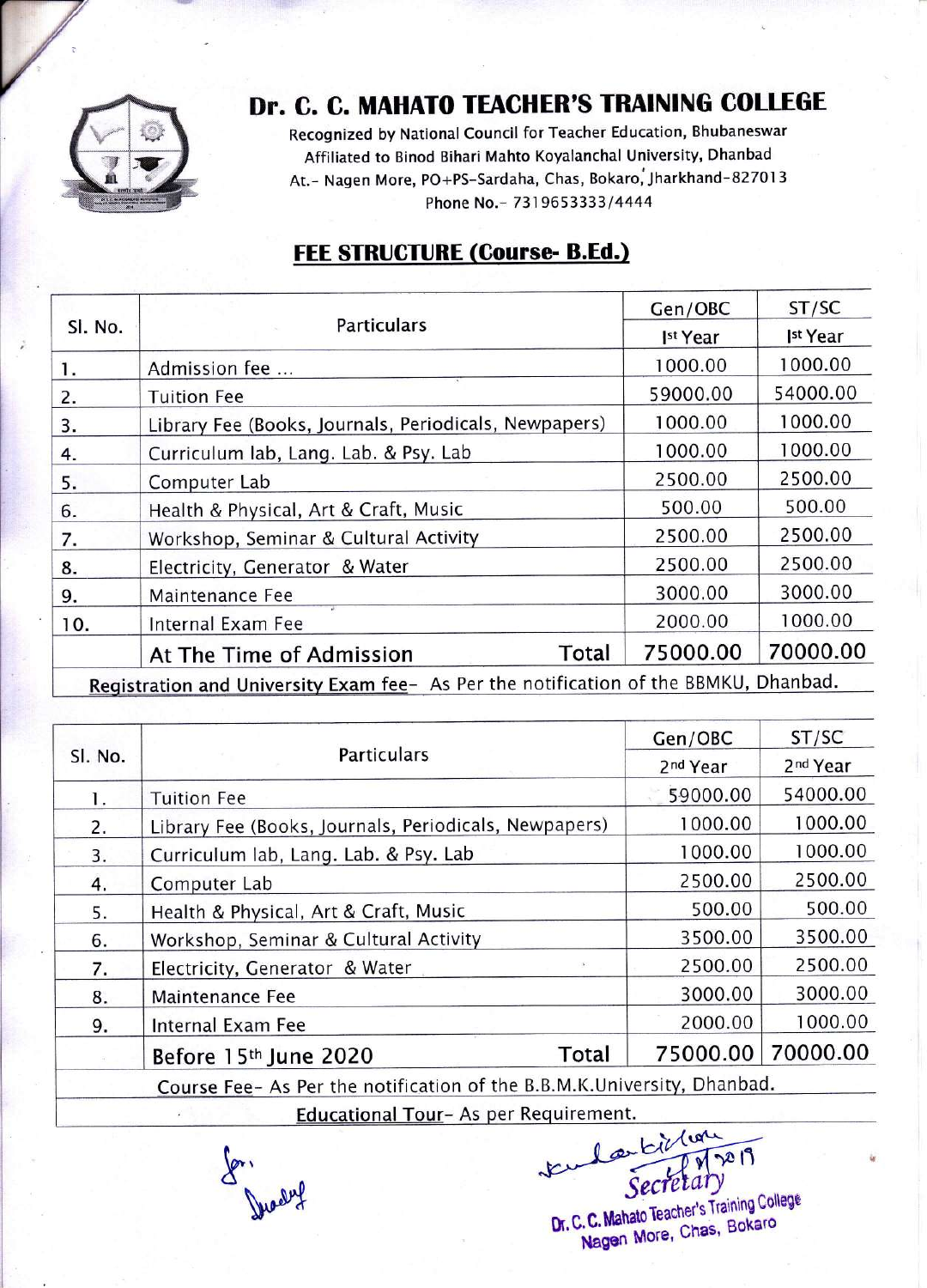# Dr. C. C. MAHATO TEACHER'S TRAINING COLLEGE

Recognized by National Council for Teacher Education, Bhubaneswar
Affiliated to Binod Bihari Mahto Koyalanchal University, Dhanbad
At.- Nagen More, PO+PS-Sardaha, Chas, Bokaro, Jharkhand-827013
Phone No.- 7319653333/4444

## FEE STRUCTURE (Course- B.Ed.)

| Sl. No. | Particulars | Gen/OBC | ST/SC |
|---|---|---|---|
| | | Ist Year | Ist Year |
| 1. | Admission fee ... | 1000.00 | 1000.00 |
| 2. | Tuition Fee | 59000.00 | 54000.00 |
| 3. | Library Fee (Books, Journals, Periodicals, Newpapers) | 1000.00 | 1000.00 |
| 4. | Curriculum lab, Lang. Lab. & Psy. Lab | 1000.00 | 1000.00 |
| 5. | Computer Lab | 2500.00 | 2500.00 |
| 6. | Health & Physical, Art & Craft, Music | 500.00 | 500.00 |
| 7. | Workshop, Seminar & Cultural Activity | 2500.00 | 2500.00 |
| 8. | Electricity, Generator & Water | 2500.00 | 2500.00 |
| 9. | Maintenance Fee | 3000.00 | 3000.00 |
| 10. | Internal Exam Fee | 2000.00 | 1000.00 |
| | **At The Time of Admission — Total** | **75000.00** | **70000.00** |

Registration and University Exam fee- As Per the notification of the BBMKU, Dhanbad.

| Sl. No. | Particulars | Gen/OBC | ST/SC |
|---|---|---|---|
| | | 2nd Year | 2nd Year |
| 1. | Tuition Fee | 59000.00 | 54000.00 |
| 2. | Library Fee (Books, Journals, Periodicals, Newpapers) | 1000.00 | 1000.00 |
| 3. | Curriculum lab, Lang. Lab. & Psy. Lab | 1000.00 | 1000.00 |
| 4. | Computer Lab | 2500.00 | 2500.00 |
| 5. | Health & Physical, Art & Craft, Music | 500.00 | 500.00 |
| 6. | Workshop, Seminar & Cultural Activity | 3500.00 | 3500.00 |
| 7. | Electricity, Generator & Water | 2500.00 | 2500.00 |
| 8. | Maintenance Fee | 3000.00 | 3000.00 |
| 9. | Internal Exam Fee | 2000.00 | 1000.00 |
| | **Before 15th June 2020 — Total** | **75000.00** | **70000.00** |

Course Fee- As Per the notification of the B.B.M.K.University, Dhanbad.

Educational Tour- As per Requirement.

Secretary
Dr. C. C. Mahato Teacher's Training College
Nagen More, Chas, Bokaro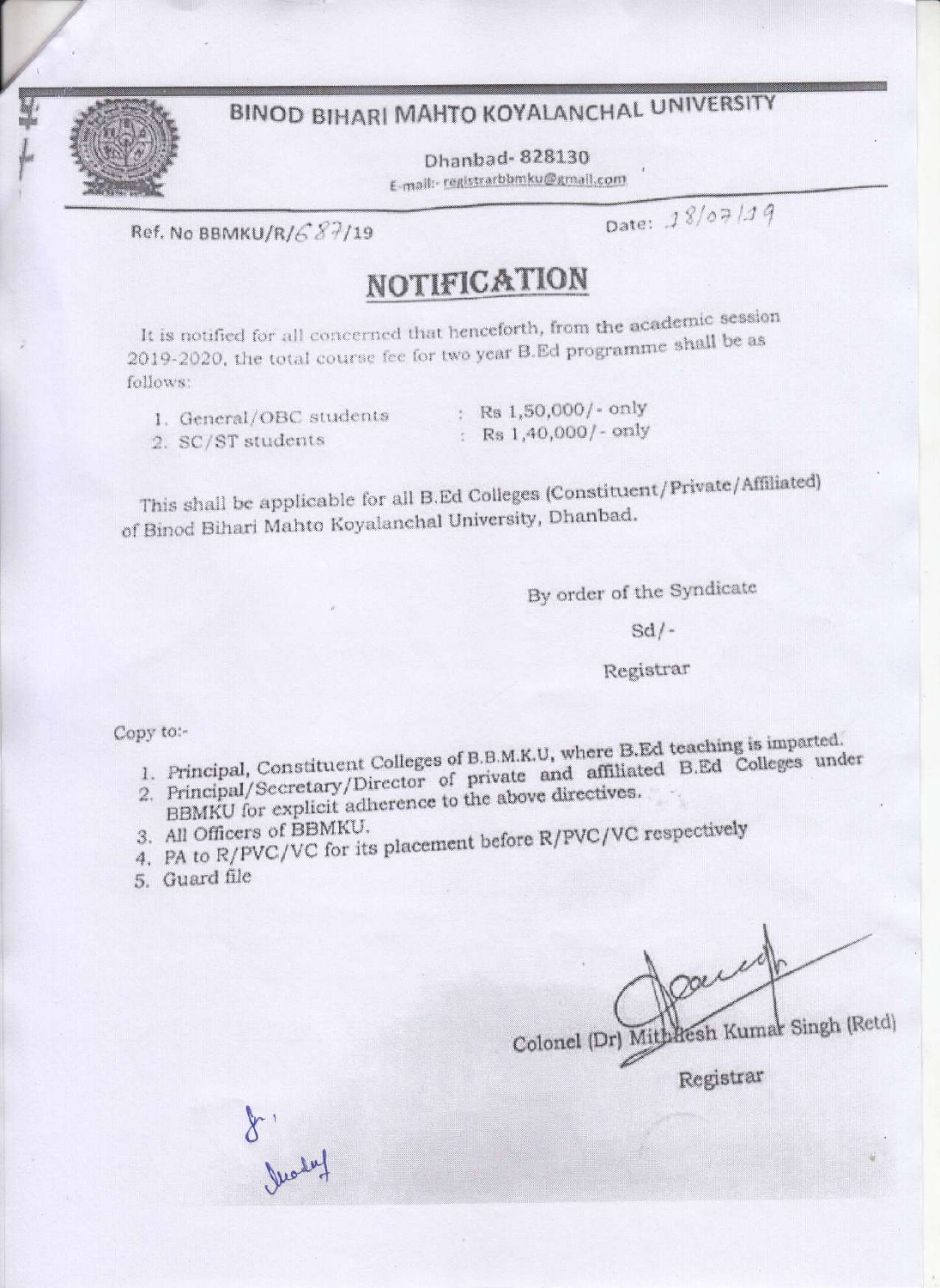# BINOD BIHARI MAHTO KOYALANCHAL UNIVERSITY

Dhanbad- 828130

E-mail:- registrarbbmku@gmail.com

Ref. No BBMKU/R/687/19

Date: 18/07/19

## NOTIFICATION

It is notified for all concerned that henceforth, from the academic session 2019-2020, the total course fee for two year B.Ed programme shall be as follows:

1. General/OBC students : Rs 1,50,000/- only
2. SC/ST students : Rs 1,40,000/- only

This shall be applicable for all B.Ed Colleges (Constituent/Private/Affiliated) of Binod Bihari Mahto Koyalanchal University, Dhanbad.

By order of the Syndicate

Sd/-

Registrar

Copy to:-

1. Principal, Constituent Colleges of B.B.M.K.U, where B.Ed teaching is imparted.
2. Principal/Secretary/Director of private and affiliated B.Ed Colleges under BBMKU for explicit adherence to the above directives.
3. All Officers of BBMKU.
4. PA to R/PVC/VC for its placement before R/PVC/VC respectively
5. Guard file

Colonel (Dr) Mithilesh Kumar Singh (Retd)

Registrar